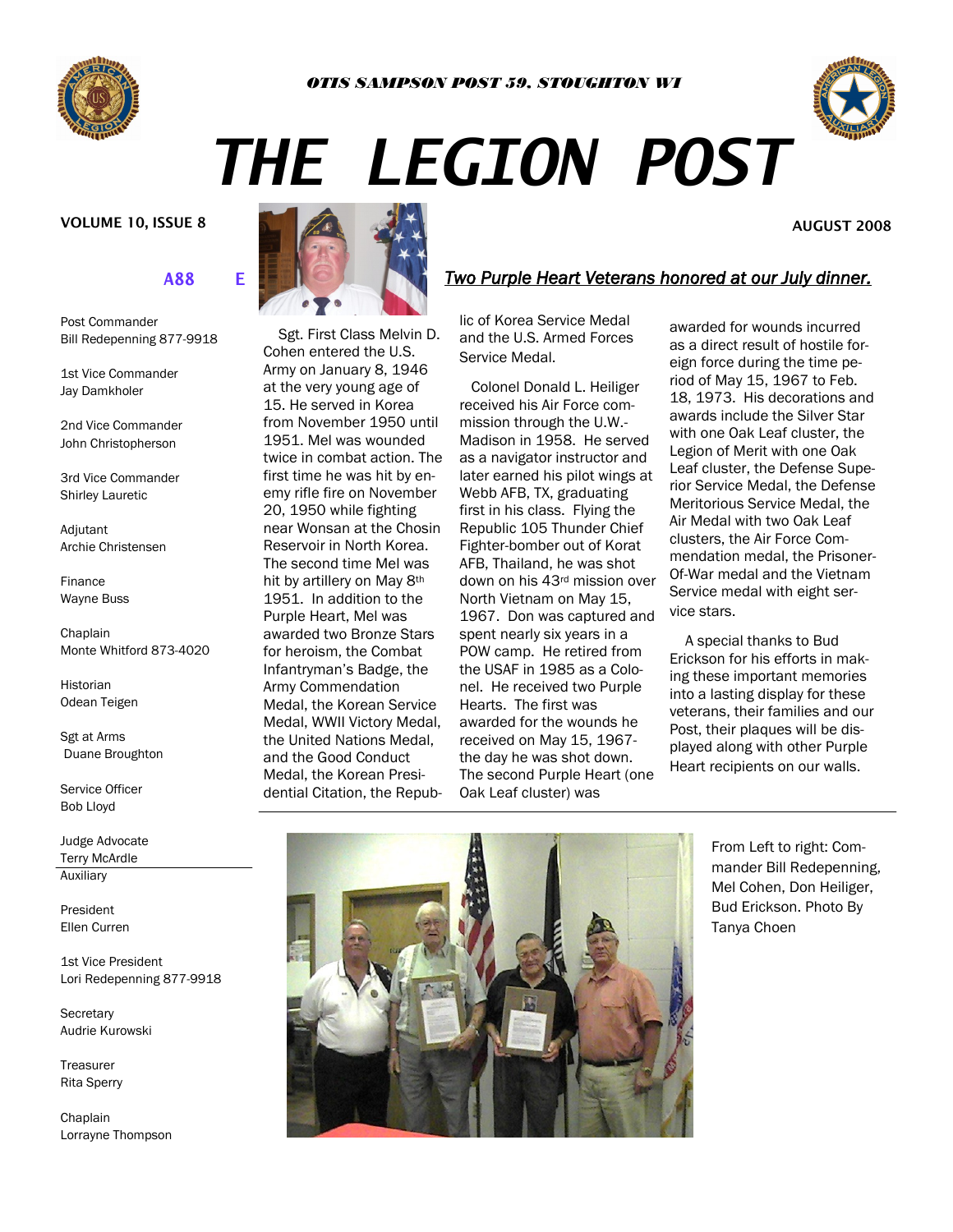*OTIS SAMPSON POST 59, STOUGHTON WI*

# THE LEGION POST

**VOLUME 10, ISSUE 8**

**AUGUST 2008**

A88 E

Post Commander
Bill Redepenning 877-9918

1st Vice Commander
Jay Damkholer

2nd Vice Commander
John Christopherson

3rd Vice Commander
Shirley Lauretic

Adjutant
Archie Christensen

Finance
Wayne Buss

Chaplain
Monte Whitford 873-4020

Historian
Odean Teigen

Sgt at Arms
Duane Broughton

Service Officer
Bob Lloyd

Judge Advocate
Terry McArdle

Auxiliary

President
Ellen Curren

1st Vice President
Lori Redepenning 877-9918

Secretary
Audrie Kurowski

Treasurer
Rita Sperry

Chaplain
Lorrayne Thompson

## *Two Purple Heart Veterans honored at our July dinner.*

Sgt. First Class Melvin D. Cohen entered the U.S. Army on January 8, 1946 at the very young age of 15. He served in Korea from November 1950 until 1951. Mel was wounded twice in combat action. The first time he was hit by enemy rifle fire on November 20, 1950 while fighting near Wonsan at the Chosin Reservoir in North Korea. The second time Mel was hit by artillery on May 8th 1951. In addition to the Purple Heart, Mel was awarded two Bronze Stars for heroism, the Combat Infantryman's Badge, the Army Commendation Medal, the Korean Service Medal, WWII Victory Medal, the United Nations Medal, and the Good Conduct Medal, the Korean Presidential Citation, the Republic of Korea Service Medal and the U.S. Armed Forces Service Medal.

Colonel Donald L. Heiliger received his Air Force commission through the U.W.-Madison in 1958. He served as a navigator instructor and later earned his pilot wings at Webb AFB, TX, graduating first in his class. Flying the Republic 105 Thunder Chief Fighter-bomber out of Korat AFB, Thailand, he was shot down on his 43rd mission over North Vietnam on May 15, 1967. Don was captured and spent nearly six years in a POW camp. He retired from the USAF in 1985 as a Colonel. He received two Purple Hearts. The first was awarded for the wounds he received on May 15, 1967-the day he was shot down. The second Purple Heart (one Oak Leaf cluster) was awarded for wounds incurred as a direct result of hostile foreign force during the time period of May 15, 1967 to Feb. 18, 1973. His decorations and awards include the Silver Star with one Oak Leaf cluster, the Legion of Merit with one Oak Leaf cluster, the Defense Superior Service Medal, the Defense Meritorious Service Medal, the Air Medal with two Oak Leaf clusters, the Air Force Commendation medal, the Prisoner-Of-War medal and the Vietnam Service medal with eight service stars.

A special thanks to Bud Erickson for his efforts in making these important memories into a lasting display for these veterans, their families and our Post, their plaques will be displayed along with other Purple Heart recipients on our walls.

From Left to right: Commander Bill Redepenning, Mel Cohen, Don Heiliger, Bud Erickson. Photo By Tanya Choen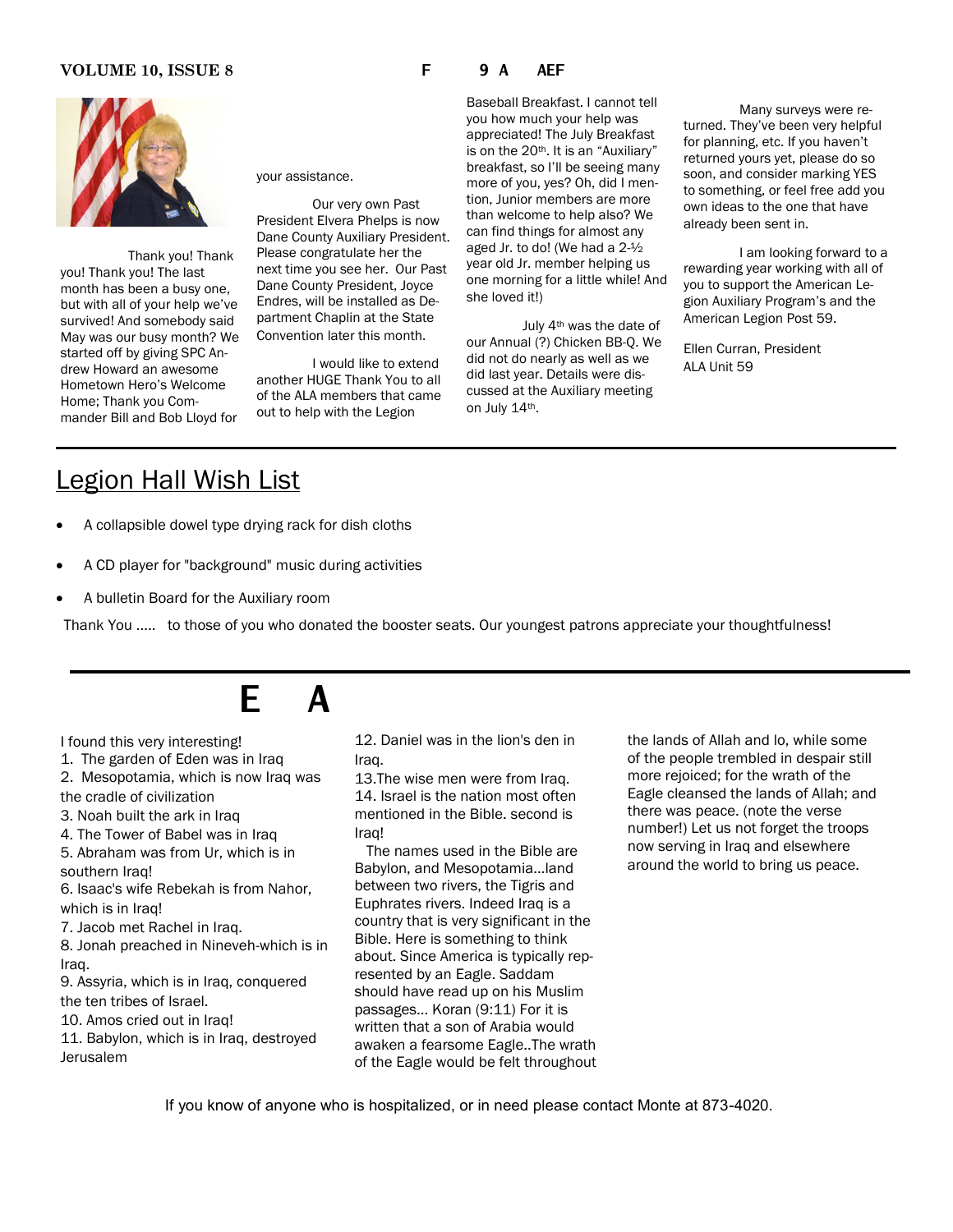Thank you! Thank you! Thank you! The last month has been a busy one, but with all of your help we've survived! And somebody said May was our busy month? We started off by giving SPC Andrew Howard an awesome Hometown Hero's Welcome Home; Thank you Commander Bill and Bob Lloyd for your assistance.

Our very own Past President Elvera Phelps is now Dane County Auxiliary President. Please congratulate her the next time you see her. Our Past Dane County President, Joyce Endres, will be installed as Department Chaplin at the State Convention later this month.

I would like to extend another HUGE Thank You to all of the ALA members that came out to help with the Legion Baseball Breakfast. I cannot tell you how much your help was appreciated! The July Breakfast is on the 20th. It is an "Auxiliary" breakfast, so I'll be seeing many more of you, yes? Oh, did I mention, Junior members are more than welcome to help also? We can find things for almost any aged Jr. to do! (We had a 2-½ year old Jr. member helping us one morning for a little while! And she loved it!)

July 4th was the date of our Annual (?) Chicken BB-Q. We did not do nearly as well as we did last year. Details were discussed at the Auxiliary meeting on July 14th.

Many surveys were returned. They've been very helpful for planning, etc. If you haven't returned yours yet, please do so soon, and consider marking YES to something, or feel free add you own ideas to the one that have already been sent in.

I am looking forward to a rewarding year working with all of you to support the American Legion Auxiliary Program's and the American Legion Post 59.

Ellen Curran, President
ALA Unit 59

## Legion Hall Wish List

- A collapsible dowel type drying rack for dish cloths
- A CD player for "background" music during activities
- A bulletin Board for the Auxiliary room

Thank You ..... to those of you who donated the booster seats. Our youngest patrons appreciate your thoughtfulness!

## E A

I found this very interesting!

1. The garden of Eden was in Iraq
2. Mesopotamia, which is now Iraq was the cradle of civilization
3. Noah built the ark in Iraq
4. The Tower of Babel was in Iraq
5. Abraham was from Ur, which is in southern Iraq!
6. Isaac's wife Rebekah is from Nahor, which is in Iraq!
7. Jacob met Rachel in Iraq.
8. Jonah preached in Nineveh-which is in Iraq.
9. Assyria, which is in Iraq, conquered the ten tribes of Israel.
10. Amos cried out in Iraq!
11. Babylon, which is in Iraq, destroyed Jerusalem
12. Daniel was in the lion's den in Iraq.
13.The wise men were from Iraq.
14. Israel is the nation most often mentioned in the Bible. second is Iraq!

The names used in the Bible are Babylon, and Mesopotamia...land between two rivers, the Tigris and Euphrates rivers. Indeed Iraq is a country that is very significant in the Bible. Here is something to think about. Since America is typically represented by an Eagle. Saddam should have read up on his Muslim passages... Koran (9:11) For it is written that a son of Arabia would awaken a fearsome Eagle..The wrath of the Eagle would be felt throughout the lands of Allah and lo, while some of the people trembled in despair still more rejoiced; for the wrath of the Eagle cleansed the lands of Allah; and there was peace. (note the verse number!) Let us not forget the troops now serving in Iraq and elsewhere around the world to bring us peace.

If you know of anyone who is hospitalized, or in need please contact Monte at 873-4020.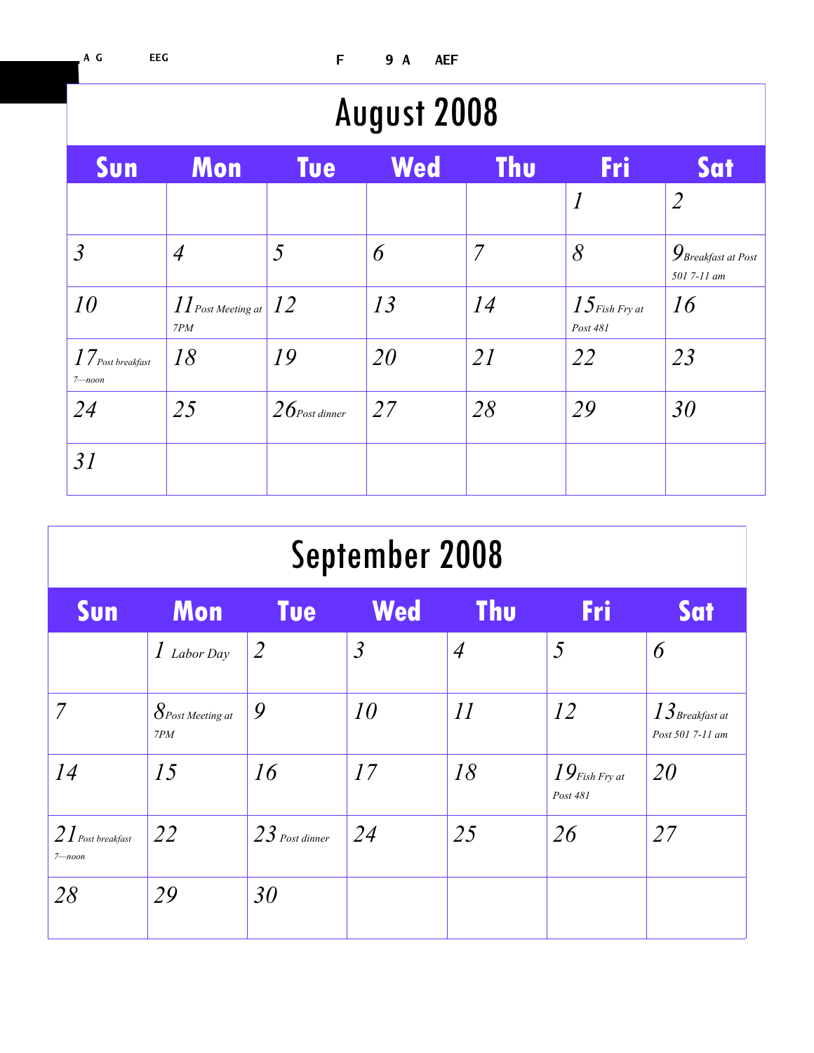# August 2008

| Sun | Mon | Tue | Wed | Thu | Fri | Sat |
|---|---|---|---|---|---|---|
| | | | | | 1 | 2 |
| 3 | 4 | 5 | 6 | 7 | 8 | 9 Breakfast at Post 501 7-11 am |
| 10 | 11 Post Meeting at 7PM | 12 | 13 | 14 | 15 Fish Fry at Post 481 | 16 |
| 17 Post breakfast 7—noon | 18 | 19 | 20 | 21 | 22 | 23 |
| 24 | 25 | 26 Post dinner | 27 | 28 | 29 | 30 |
| 31 | | | | | | |

# September 2008

| Sun | Mon | Tue | Wed | Thu | Fri | Sat |
|---|---|---|---|---|---|---|
| | 1 Labor Day | 2 | 3 | 4 | 5 | 6 |
| 7 | 8 Post Meeting at 7PM | 9 | 10 | 11 | 12 | 13 Breakfast at Post 501 7-11 am |
| 14 | 15 | 16 | 17 | 18 | 19 Fish Fry at Post 481 | 20 |
| 21 Post breakfast 7—noon | 22 | 23 Post dinner | 24 | 25 | 26 | 27 |
| 28 | 29 | 30 | | | | |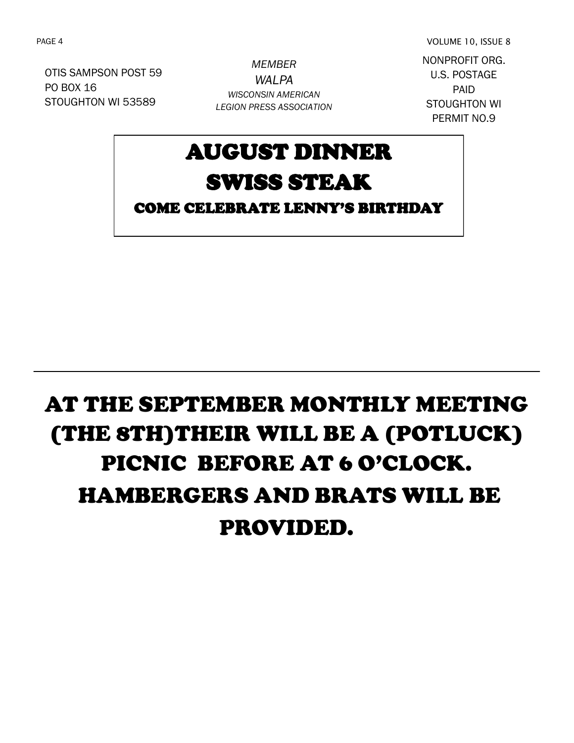OTIS SAMPSON POST 59
PO BOX 16
STOUGHTON WI 53589

*MEMBER*
*WALPA*
*WISCONSIN AMERICAN LEGION PRESS ASSOCIATION*

NONPROFIT ORG.
U.S. POSTAGE
PAID
STOUGHTON WI
PERMIT NO.9

# AUGUST DINNER
# SWISS STEAK
## COME CELEBRATE LENNY'S BIRTHDAY

---

# AT THE SEPTEMBER MONTHLY MEETING (THE 8TH)THEIR WILL BE A (POTLUCK) PICNIC BEFORE AT 6 O'CLOCK. HAMBERGERS AND BRATS WILL BE PROVIDED.